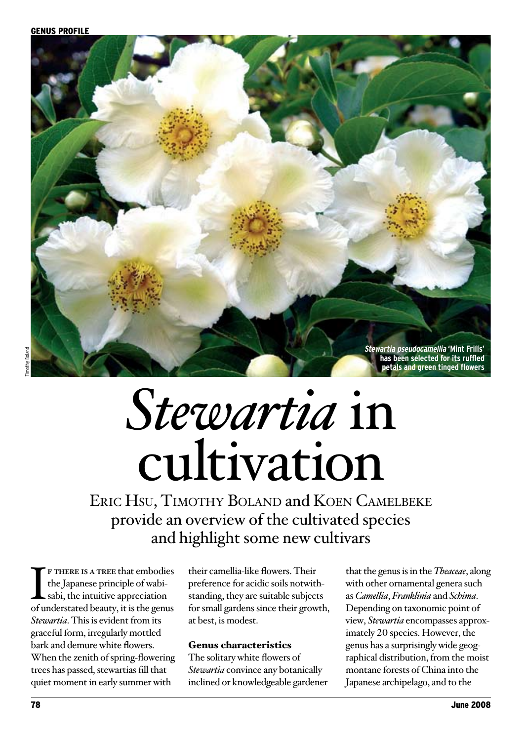*Stewartia pseudocamellia* 'Mint Frills' has been selected for its ruffled petals and green tinged flowers

# *Stewartia* in cultivation

Eric Hsu, Timothy Boland and Koen Camelbeke provide an overview of the cultivated species and highlight some new cultivars

If there is a tree that embodies the Japanese principle of wabi-sabi, the intuitive appreciation of understated beauty, it is the genus *Stewartia*. This is evident from its graceful form, irregularly mottled bark and demure white flowers. When the zenith of spring-flowering trees has passed, stewartias fill that quiet moment in early summer with their camellia-like flowers. Their preference for acidic soils notwithstanding, they are suitable subjects for small gardens since their growth, at best, is modest.

### Genus characteristics

The solitary white flowers of *Stewartia* convince any botanically inclined or knowledgeable gardener that the genus is in the *Theaceae*, along with other ornamental genera such as *Camellia*, *Franklinia* and *Schima*. Depending on taxonomic point of view, *Stewartia* encompasses approximately 20 species. However, the genus has a surprisingly wide geographical distribution, from the moist montane forests of China into the Japanese archipelago, and to the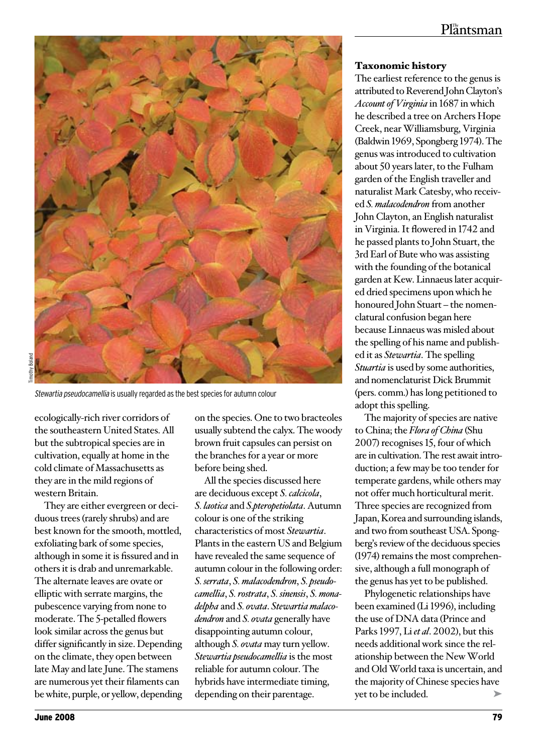*Stewartia pseudocamellia* is usually regarded as the best species for autumn colour

ecologically-rich river corridors of the southeastern United States. All but the subtropical species are in cultivation, equally at home in the cold climate of Massachusetts as they are in the mild regions of western Britain.

They are either evergreen or deciduous trees (rarely shrubs) and are best known for the smooth, mottled, exfoliating bark of some species, although in some it is fissured and in others it is drab and unremarkable. The alternate leaves are ovate or elliptic with serrate margins, the pubescence varying from none to moderate. The 5-petalled flowers look similar across the genus but differ significantly in size. Depending on the climate, they open between late May and late June. The stamens are numerous yet their filaments can be white, purple, or yellow, depending on the species. One to two bracteoles usually subtend the calyx. The woody brown fruit capsules can persist on the branches for a year or more before being shed.

All the species discussed here are deciduous except *S. calcicola*, *S. laotica* and *S.pteropetiolata*. Autumn colour is one of the striking characteristics of most *Stewartia*. Plants in the eastern US and Belgium have revealed the same sequence of autumn colour in the following order: *S. serrata*, *S. malacodendron*, *S. pseudocamellia*, *S. rostrata*, *S. sinensis*, *S. monadelpha* and *S. ovata*. *Stewartia malacodendron* and *S. ovata* generally have disappointing autumn colour, although *S. ovata* may turn yellow. *Stewartia pseudocamellia* is the most reliable for autumn colour. The hybrids have intermediate timing, depending on their parentage.

## Taxonomic history

The earliest reference to the genus is attributed to Reverend John Clayton's *Account of Virginia* in 1687 in which he described a tree on Archers Hope Creek, near Williamsburg, Virginia (Baldwin 1969, Spongberg 1974). The genus was introduced to cultivation about 50 years later, to the Fulham garden of the English traveller and naturalist Mark Catesby, who received *S. malacodendron* from another John Clayton, an English naturalist in Virginia. It flowered in 1742 and he passed plants to John Stuart, the 3rd Earl of Bute who was assisting with the founding of the botanical garden at Kew. Linnaeus later acquired dried specimens upon which he honoured John Stuart – the nomenclatural confusion began here because Linnaeus was misled about the spelling of his name and published it as *Stewartia*. The spelling *Stuartia* is used by some authorities, and nomenclaturist Dick Brummit (pers. comm.) has long petitioned to adopt this spelling.

The majority of species are native to China; the *Flora of China* (Shu 2007) recognises 15, four of which are in cultivation. The rest await introduction; a few may be too tender for temperate gardens, while others may not offer much horticultural merit. Three species are recognized from Japan, Korea and surrounding islands, and two from southeast USA. Spongberg's review of the deciduous species (1974) remains the most comprehensive, although a full monograph of the genus has yet to be published.

Phylogenetic relationships have been examined (Li 1996), including the use of DNA data (Prince and Parks 1997, Li *et al*. 2002), but this needs additional work since the relationship between the New World and Old World taxa is uncertain, and the majority of Chinese species have yet to be included.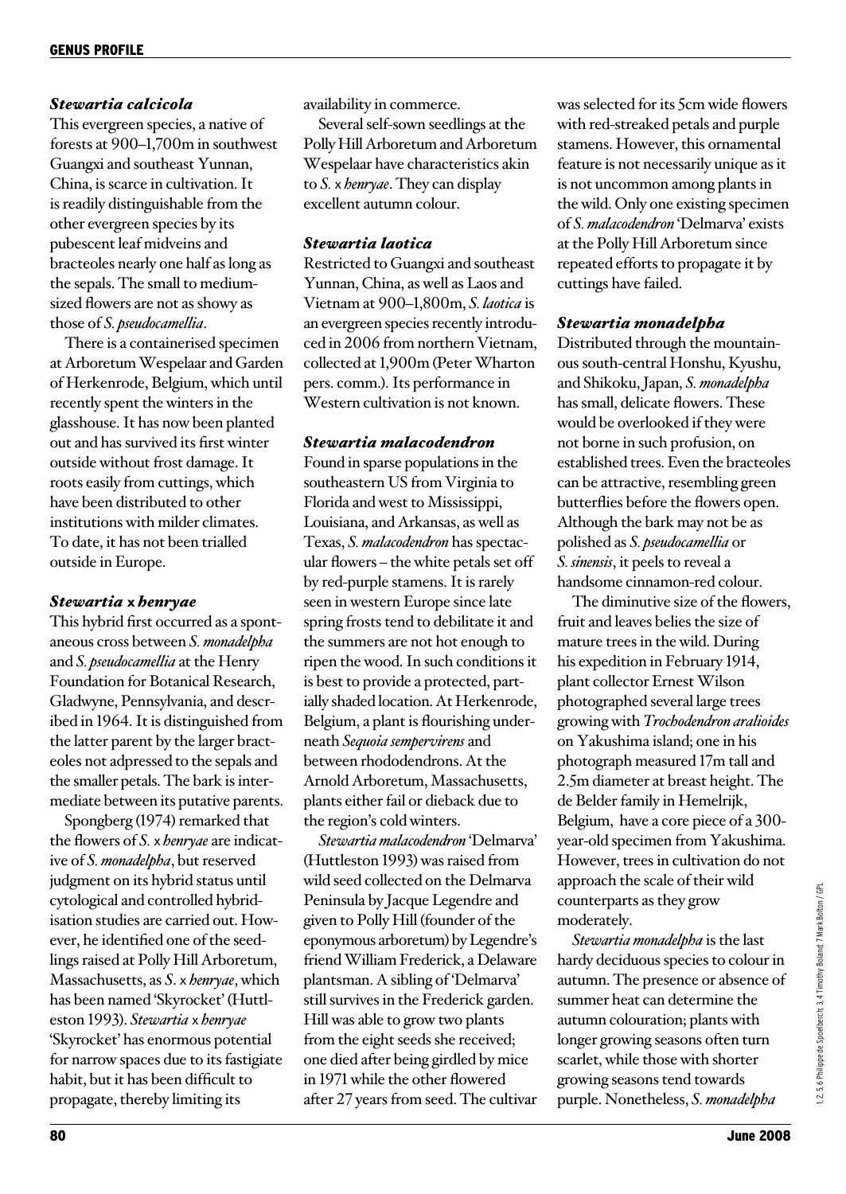### *Stewartia calcicola*

This evergreen species, a native of forests at 900–1,700m in southwest Guangxi and southeast Yunnan, China, is scarce in cultivation. It is readily distinguishable from the other evergreen species by its pubescent leaf midveins and bracteoles nearly one half as long as the sepals. The small to medium-sized flowers are not as showy as those of *S. pseudocamellia*.

There is a containerised specimen at Arboretum Wespelaar and Garden of Herkenrode, Belgium, which until recently spent the winters in the glasshouse. It has now been planted out and has survived its first winter outside without frost damage. It roots easily from cuttings, which have been distributed to other institutions with milder climates. To date, it has not been trialled outside in Europe.

### *Stewartia* x *henryae*

This hybrid first occurred as a spontaneous cross between *S. monadelpha* and *S. pseudocamellia* at the Henry Foundation for Botanical Research, Gladwyne, Pennsylvania, and described in 1964. It is distinguished from the latter parent by the larger bracteoles not adpressed to the sepals and the smaller petals. The bark is intermediate between its putative parents.

Spongberg (1974) remarked that the flowers of *S.* x *henryae* are indicative of *S. monadelpha*, but reserved judgment on its hybrid status until cytological and controlled hybridisation studies are carried out. However, he identified one of the seedlings raised at Polly Hill Arboretum, Massachusetts, as *S.* x *henryae*, which has been named 'Skyrocket' (Huttleston 1993). *Stewartia* x *henryae* 'Skyrocket' has enormous potential for narrow spaces due to its fastigiate habit, but it has been difficult to propagate, thereby limiting its availability in commerce.

Several self-sown seedlings at the Polly Hill Arboretum and Arboretum Wespelaar have characteristics akin to *S.* x *henryae*. They can display excellent autumn colour.

### *Stewartia laotica*

Restricted to Guangxi and southeast Yunnan, China, as well as Laos and Vietnam at 900–1,800m, *S. laotica* is an evergreen species recently introduced in 2006 from northern Vietnam, collected at 1,900m (Peter Wharton pers. comm.). Its performance in Western cultivation is not known.

### *Stewartia malacodendron*

Found in sparse populations in the southeastern US from Virginia to Florida and west to Mississippi, Louisiana, and Arkansas, as well as Texas, *S. malacodendron* has spectacular flowers – the white petals set off by red-purple stamens. It is rarely seen in western Europe since late spring frosts tend to debilitate it and the summers are not hot enough to ripen the wood. In such conditions it is best to provide a protected, partially shaded location. At Herkenrode, Belgium, a plant is flourishing underneath *Sequoia sempervirens* and between rhododendrons. At the Arnold Arboretum, Massachusetts, plants either fail or dieback due to the region's cold winters.

*Stewartia malacodendron* 'Delmarva' (Huttleston 1993) was raised from wild seed collected on the Delmarva Peninsula by Jacque Legendre and given to Polly Hill (founder of the eponymous arboretum) by Legendre's friend William Frederick, a Delaware plantsman. A sibling of 'Delmarva' still survives in the Frederick garden. Hill was able to grow two plants from the eight seeds she received; one died after being girdled by mice in 1971 while the other flowered after 27 years from seed. The cultivar was selected for its 5cm wide flowers with red-streaked petals and purple stamens. However, this ornamental feature is not necessarily unique as it is not uncommon among plants in the wild. Only one existing specimen of *S. malacodendron* 'Delmarva' exists at the Polly Hill Arboretum since repeated efforts to propagate it by cuttings have failed.

### *Stewartia monadelpha*

Distributed through the mountainous south-central Honshu, Kyushu, and Shikoku, Japan, *S. monadelpha* has small, delicate flowers. These would be overlooked if they were not borne in such profusion, on established trees. Even the bracteoles can be attractive, resembling green butterflies before the flowers open. Although the bark may not be as polished as *S. pseudocamellia* or *S. sinensis*, it peels to reveal a handsome cinnamon-red colour.

The diminutive size of the flowers, fruit and leaves belies the size of mature trees in the wild. During his expedition in February 1914, plant collector Ernest Wilson photographed several large trees growing with *Trochodendron aralioides* on Yakushima island; one in his photograph measured 17m tall and 2.5m diameter at breast height. The de Belder family in Hemelrijk, Belgium, have a core piece of a 300-year-old specimen from Yakushima. However, trees in cultivation do not approach the scale of their wild counterparts as they grow moderately.

*Stewartia monadelpha* is the last hardy deciduous species to colour in autumn. The presence or absence of summer heat can determine the autumn colouration; plants with longer growing seasons often turn scarlet, while those with shorter growing seasons tend towards purple. Nonetheless, *S. monadelpha*

1, 2, 5, 6 Philippe de Spoelberch; 3, 4 Timothy Boland; 7 Mark Bolton / GPL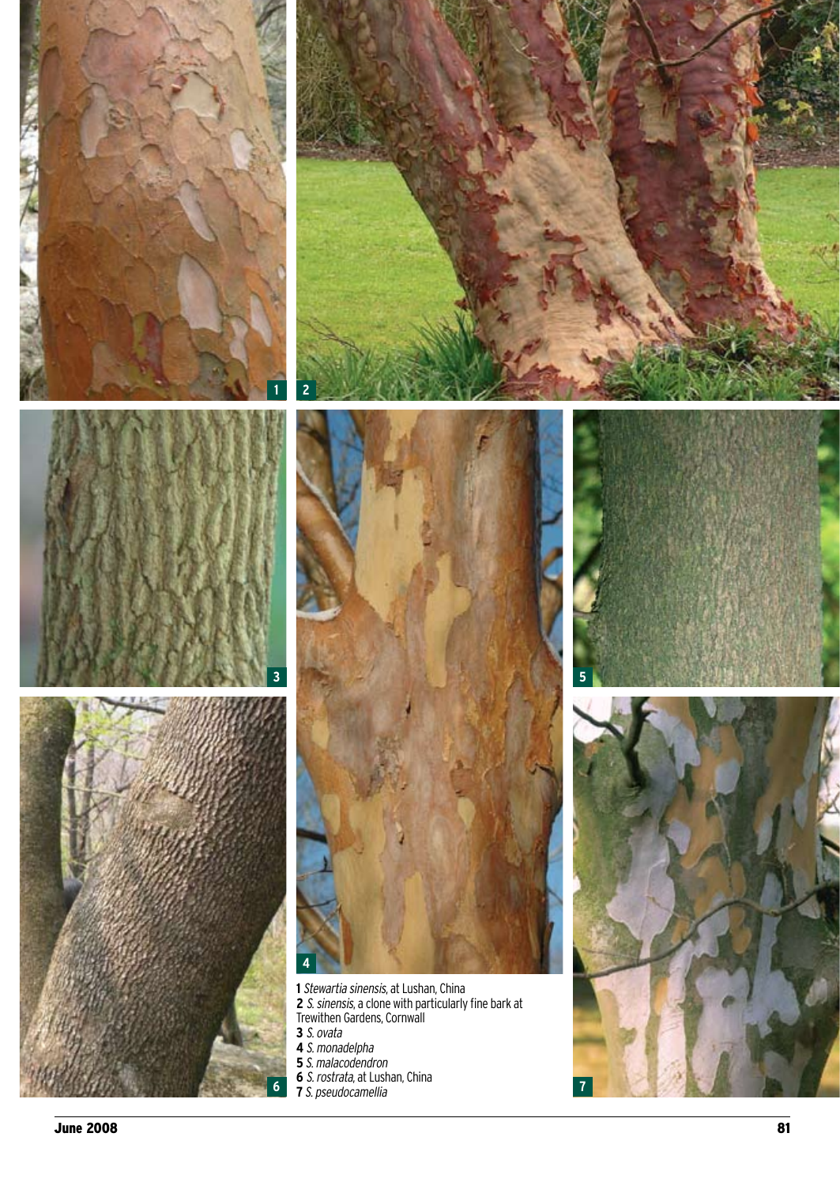**1** *Stewartia sinensis*, at Lushan, China
**2** *S. sinensis*, a clone with particularly fine bark at Trewithen Gardens, Cornwall
**3** *S. ovata*
**4** *S. monadelpha*
**5** *S. malacodendron*
**6** *S. rostrata*, at Lushan, China
**7** *S. pseudocamellia*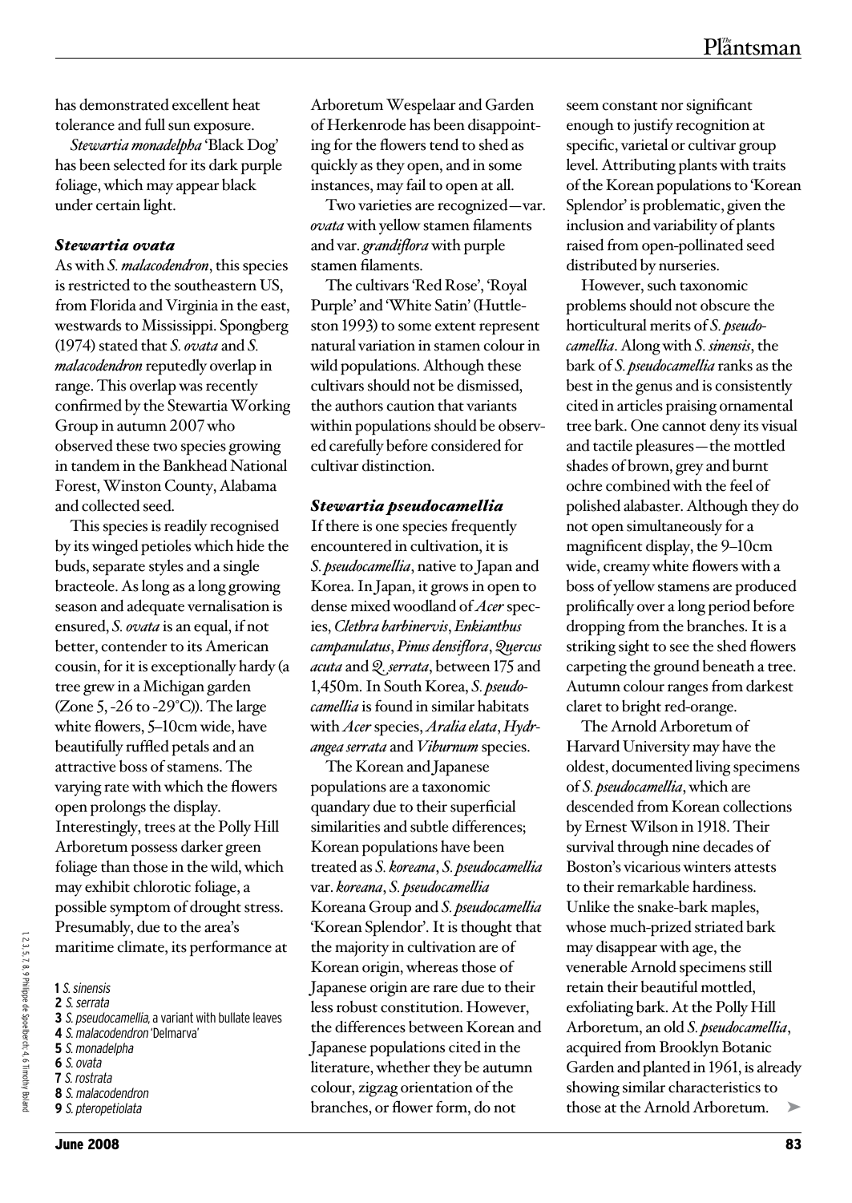has demonstrated excellent heat tolerance and full sun exposure.

*Stewartia monadelpha* 'Black Dog' has been selected for its dark purple foliage, which may appear black under certain light.

### *Stewartia ovata*

As with *S. malacodendron*, this species is restricted to the southeastern US, from Florida and Virginia in the east, westwards to Mississippi. Spongberg (1974) stated that *S. ovata* and *S. malacodendron* reputedly overlap in range. This overlap was recently confirmed by the Stewartia Working Group in autumn 2007 who observed these two species growing in tandem in the Bankhead National Forest, Winston County, Alabama and collected seed.

This species is readily recognised by its winged petioles which hide the buds, separate styles and a single bracteole. As long as a long growing season and adequate vernalisation is ensured, *S. ovata* is an equal, if not better, contender to its American cousin, for it is exceptionally hardy (a tree grew in a Michigan garden (Zone 5, -26 to -29°C)). The large white flowers, 5–10cm wide, have beautifully ruffled petals and an attractive boss of stamens. The varying rate with which the flowers open prolongs the display. Interestingly, trees at the Polly Hill Arboretum possess darker green foliage than those in the wild, which may exhibit chlorotic foliage, a possible symptom of drought stress. Presumably, due to the area's maritime climate, its performance at Arboretum Wespelaar and Garden of Herkenrode has been disappointing for the flowers tend to shed as quickly as they open, and in some instances, may fail to open at all.

Two varieties are recognized—var. *ovata* with yellow stamen filaments and var. *grandiflora* with purple stamen filaments.

The cultivars 'Red Rose', 'Royal Purple' and 'White Satin' (Huttleston 1993) to some extent represent natural variation in stamen colour in wild populations. Although these cultivars should not be dismissed, the authors caution that variants within populations should be observed carefully before considered for cultivar distinction.

### *Stewartia pseudocamellia*

If there is one species frequently encountered in cultivation, it is *S. pseudocamellia*, native to Japan and Korea. In Japan, it grows in open to dense mixed woodland of *Acer* species, *Clethra barbinervis*, *Enkianthus campanulatus*, *Pinus densiflora*, *Quercus acuta* and *Q. serrata*, between 175 and 1,450m. In South Korea, *S. pseudocamellia* is found in similar habitats with *Acer* species, *Aralia elata*, *Hydrangea serrata* and *Viburnum* species.

The Korean and Japanese populations are a taxonomic quandary due to their superficial similarities and subtle differences; Korean populations have been treated as *S. koreana*, *S. pseudocamellia* var. *koreana*, *S. pseudocamellia* Koreana Group and *S. pseudocamellia* 'Korean Splendor'. It is thought that the majority in cultivation are of Korean origin, whereas those of Japanese origin are rare due to their less robust constitution. However, the differences between Korean and Japanese populations cited in the literature, whether they be autumn colour, zigzag orientation of the branches, or flower form, do not seem constant nor significant enough to justify recognition at specific, varietal or cultivar group level. Attributing plants with traits of the Korean populations to 'Korean Splendor' is problematic, given the inclusion and variability of plants raised from open-pollinated seed distributed by nurseries.

However, such taxonomic problems should not obscure the horticultural merits of *S. pseudocamellia*. Along with *S. sinensis*, the bark of *S. pseudocamellia* ranks as the best in the genus and is consistently cited in articles praising ornamental tree bark. One cannot deny its visual and tactile pleasures—the mottled shades of brown, grey and burnt ochre combined with the feel of polished alabaster. Although they do not open simultaneously for a magnificent display, the 9–10cm wide, creamy white flowers with a boss of yellow stamens are produced prolifically over a long period before dropping from the branches. It is a striking sight to see the shed flowers carpeting the ground beneath a tree. Autumn colour ranges from darkest claret to bright red-orange.

The Arnold Arboretum of Harvard University may have the oldest, documented living specimens of *S. pseudocamellia*, which are descended from Korean collections by Ernest Wilson in 1918. Their survival through nine decades of Boston's vicarious winters attests to their remarkable hardiness. Unlike the snake-bark maples, whose much-prized striated bark may disappear with age, the venerable Arnold specimens still retain their beautiful mottled, exfoliating bark. At the Polly Hill Arboretum, an old *S. pseudocamellia*, acquired from Brooklyn Botanic Garden and planted in 1961, is already showing similar characteristics to those at the Arnold Arboretum. ➤

**1** *S. sinensis*
**2** *S. serrata*
**3** *S. pseudocamellia*, a variant with bullate leaves
**4** *S. malacodendron* 'Delmarva'
**5** *S. monadelpha*
**6** *S. ovata*
**7** *S. rostrata*
**8** *S. malacodendron*
**9** *S. pteropetiolata*

1, 2, 3, 5, 7, 8, 9 Philippe de Spoelberch; 4, 6 Timothy Boland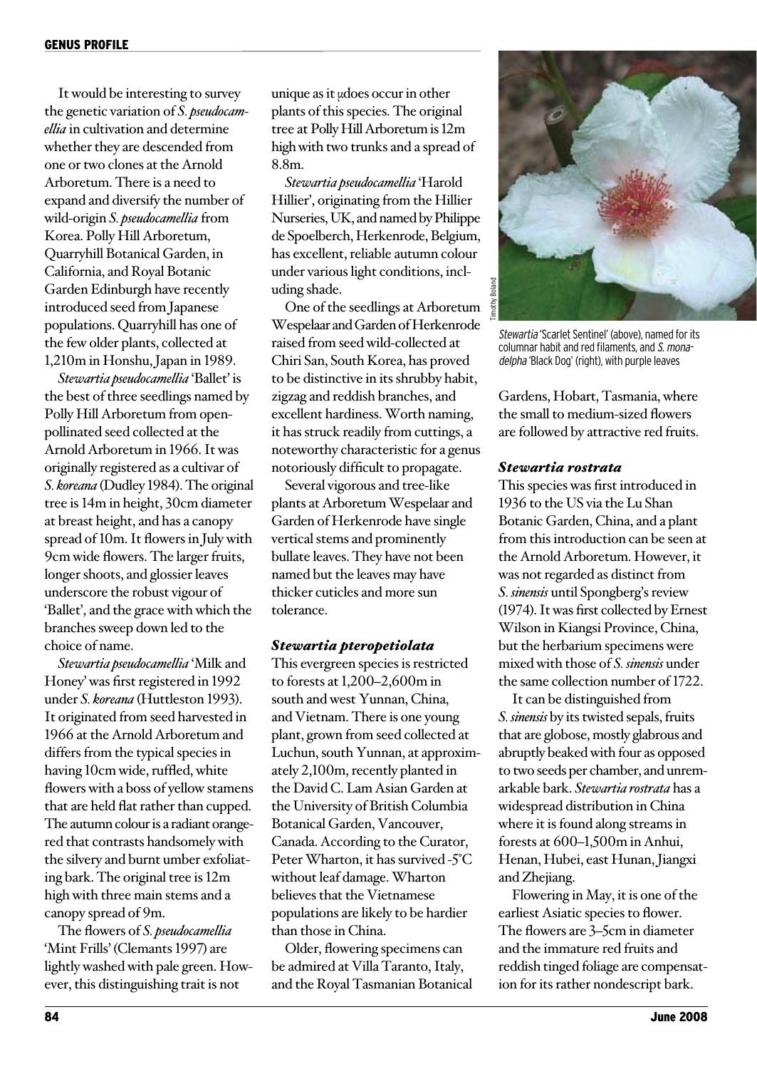It would be interesting to survey the genetic variation of *S. pseudocamellia* in cultivation and determine whether they are descended from one or two clones at the Arnold Arboretum. There is a need to expand and diversify the number of wild-origin *S. pseudocamellia* from Korea. Polly Hill Arboretum, Quarryhill Botanical Garden, in California, and Royal Botanic Garden Edinburgh have recently introduced seed from Japanese populations. Quarryhill has one of the few older plants, collected at 1,210m in Honshu, Japan in 1989.

*Stewartia pseudocamellia* 'Ballet' is the best of three seedlings named by Polly Hill Arboretum from open-pollinated seed collected at the Arnold Arboretum in 1966. It was originally registered as a cultivar of *S. koreana* (Dudley 1984). The original tree is 14m in height, 30cm diameter at breast height, and has a canopy spread of 10m. It flowers in July with 9cm wide flowers. The larger fruits, longer shoots, and glossier leaves underscore the robust vigour of 'Ballet', and the grace with which the branches sweep down led to the choice of name.

*Stewartia pseudocamellia* 'Milk and Honey' was first registered in 1992 under *S. koreana* (Huttleston 1993). It originated from seed harvested in 1966 at the Arnold Arboretum and differs from the typical species in having 10cm wide, ruffled, white flowers with a boss of yellow stamens that are held flat rather than cupped. The autumn colour is a radiant orange-red that contrasts handsomely with the silvery and burnt umber exfoliating bark. The original tree is 12m high with three main stems and a canopy spread of 9m.

The flowers of *S. pseudocamellia* 'Mint Frills' (Clemants 1997) are lightly washed with pale green. However, this distinguishing trait is not unique as it µdoes occur in other plants of this species. The original tree at Polly Hill Arboretum is 12m high with two trunks and a spread of 8.8m.

*Stewartia pseudocamellia* 'Harold Hillier', originating from the Hillier Nurseries, UK, and named by Philippe de Spoelberch, Herkenrode, Belgium, has excellent, reliable autumn colour under various light conditions, including shade.

One of the seedlings at Arboretum Wespelaar and Garden of Herkenrode raised from seed wild-collected at Chiri San, South Korea, has proved to be distinctive in its shrubby habit, zigzag and reddish branches, and excellent hardiness. Worth naming, it has struck readily from cuttings, a noteworthy characteristic for a genus notoriously difficult to propagate.

Several vigorous and tree-like plants at Arboretum Wespelaar and Garden of Herkenrode have single vertical stems and prominently bullate leaves. They have not been named but the leaves may have thicker cuticles and more sun tolerance.

### *Stewartia pteropetiolata*

This evergreen species is restricted to forests at 1,200–2,600m in south and west Yunnan, China, and Vietnam. There is one young plant, grown from seed collected at Luchun, south Yunnan, at approximately 2,100m, recently planted in the David C. Lam Asian Garden at the University of British Columbia Botanical Garden, Vancouver, Canada. According to the Curator, Peter Wharton, it has survived -5°C without leaf damage. Wharton believes that the Vietnamese populations are likely to be hardier than those in China.

Older, flowering specimens can be admired at Villa Taranto, Italy, and the Royal Tasmanian Botanical Gardens, Hobart, Tasmania, where the small to medium-sized flowers are followed by attractive red fruits.

Timothy Boland

*Stewartia* 'Scarlet Sentinel' (above), named for its columnar habit and red filaments, and *S. monadelpha* 'Black Dog' (right), with purple leaves

### *Stewartia rostrata*

This species was first introduced in 1936 to the US via the Lu Shan Botanic Garden, China, and a plant from this introduction can be seen at the Arnold Arboretum. However, it was not regarded as distinct from *S. sinensis* until Spongberg's review (1974). It was first collected by Ernest Wilson in Kiangsi Province, China, but the herbarium specimens were mixed with those of *S. sinensis* under the same collection number of 1722.

It can be distinguished from *S. sinensis* by its twisted sepals, fruits that are globose, mostly glabrous and abruptly beaked with four as opposed to two seeds per chamber, and unremarkable bark. *Stewartia rostrata* has a widespread distribution in China where it is found along streams in forests at 600–1,500m in Anhui, Henan, Hubei, east Hunan, Jiangxi and Zhejiang.

Flowering in May, it is one of the earliest Asiatic species to flower. The flowers are 3–5cm in diameter and the immature red fruits and reddish tinged foliage are compensation for its rather nondescript bark.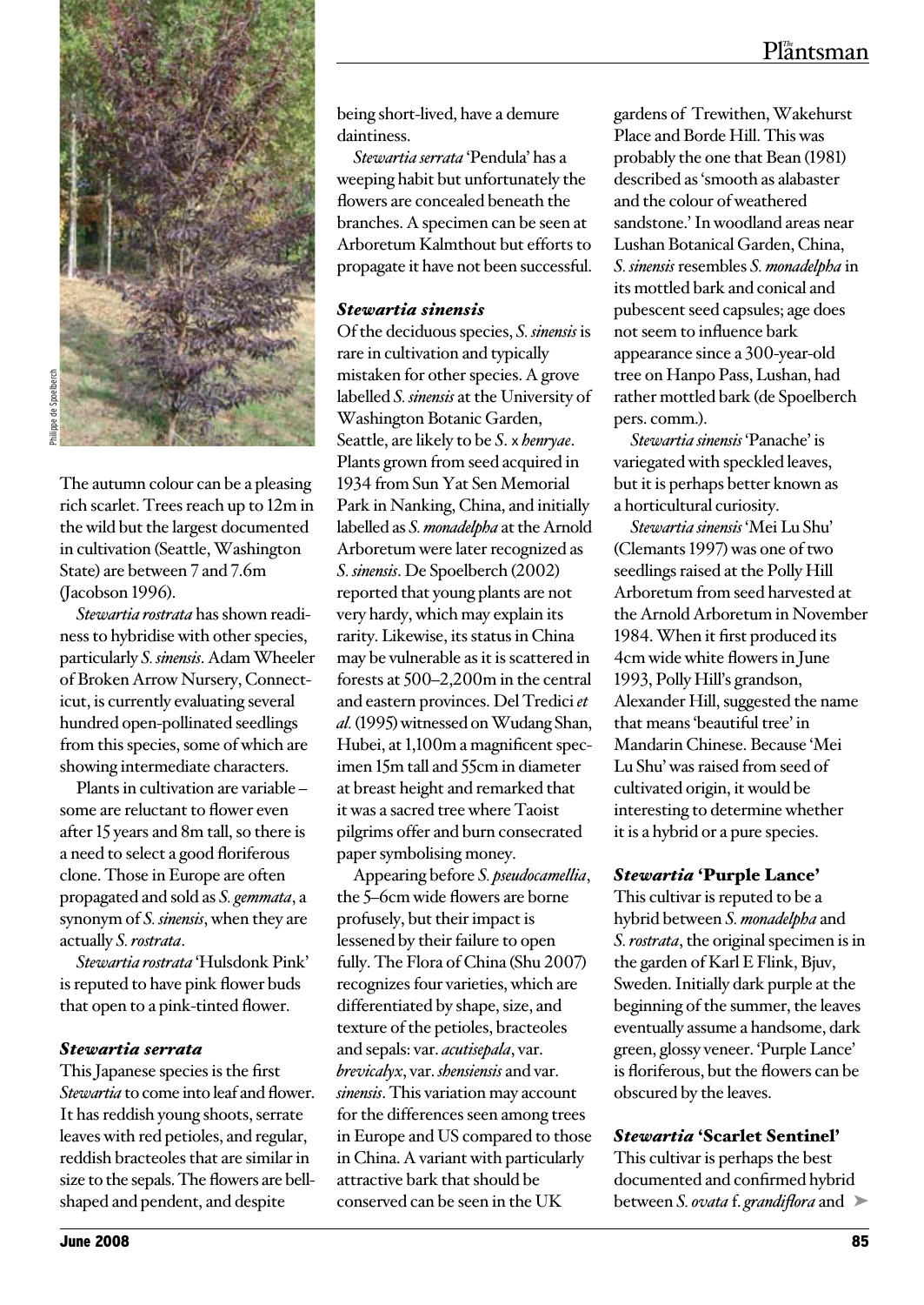The autumn colour can be a pleasing rich scarlet. Trees reach up to 12m in the wild but the largest documented in cultivation (Seattle, Washington State) are between 7 and 7.6m (Jacobson 1996).

*Stewartia rostrata* has shown readiness to hybridise with other species, particularly *S. sinensis*. Adam Wheeler of Broken Arrow Nursery, Connecticut, is currently evaluating several hundred open-pollinated seedlings from this species, some of which are showing intermediate characters.

Plants in cultivation are variable – some are reluctant to flower even after 15 years and 8m tall, so there is a need to select a good floriferous clone. Those in Europe are often propagated and sold as *S. gemmata*, a synonym of *S. sinensis*, when they are actually *S. rostrata*.

*Stewartia rostrata* 'Hulsdonk Pink' is reputed to have pink flower buds that open to a pink-tinted flower.

### *Stewartia serrata*

This Japanese species is the first *Stewartia* to come into leaf and flower. It has reddish young shoots, serrate leaves with red petioles, and regular, reddish bracteoles that are similar in size to the sepals. The flowers are bell-shaped and pendent, and despite being short-lived, have a demure daintiness.

*Stewartia serrata* 'Pendula' has a weeping habit but unfortunately the flowers are concealed beneath the branches. A specimen can be seen at Arboretum Kalmthout but efforts to propagate it have not been successful.

### *Stewartia sinensis*

Of the deciduous species, *S. sinensis* is rare in cultivation and typically mistaken for other species. A grove labelled *S. sinensis* at the University of Washington Botanic Garden, Seattle, are likely to be *S.* × *henryae*. Plants grown from seed acquired in 1934 from Sun Yat Sen Memorial Park in Nanking, China, and initially labelled as *S. monadelpha* at the Arnold Arboretum were later recognized as *S. sinensis*. De Spoelberch (2002) reported that young plants are not very hardy, which may explain its rarity. Likewise, its status in China may be vulnerable as it is scattered in forests at 500–2,200m in the central and eastern provinces. Del Tredici *et al.* (1995) witnessed on Wudang Shan, Hubei, at 1,100m a magnificent specimen 15m tall and 55cm in diameter at breast height and remarked that it was a sacred tree where Taoist pilgrims offer and burn consecrated paper symbolising money.

Appearing before *S. pseudocamellia*, the 5–6cm wide flowers are borne profusely, but their impact is lessened by their failure to open fully. The Flora of China (Shu 2007) recognizes four varieties, which are differentiated by shape, size, and texture of the petioles, bracteoles and sepals: var. *acutisepala*, var. *brevicalyx*, var. *shensiensis* and var. *sinensis*. This variation may account for the differences seen among trees in Europe and US compared to those in China. A variant with particularly attractive bark that should be conserved can be seen in the UK gardens of Trewithen, Wakehurst Place and Borde Hill. This was probably the one that Bean (1981) described as 'smooth as alabaster and the colour of weathered sandstone.' In woodland areas near Lushan Botanical Garden, China, *S. sinensis* resembles *S. monadelpha* in its mottled bark and conical and pubescent seed capsules; age does not seem to influence bark appearance since a 300-year-old tree on Hanpo Pass, Lushan, had rather mottled bark (de Spoelberch pers. comm.).

*Stewartia sinensis* 'Panache' is variegated with speckled leaves, but it is perhaps better known as a horticultural curiosity.

*Stewartia sinensis* 'Mei Lu Shu' (Clemants 1997) was one of two seedlings raised at the Polly Hill Arboretum from seed harvested at the Arnold Arboretum in November 1984. When it first produced its 4cm wide white flowers in June 1993, Polly Hill's grandson, Alexander Hill, suggested the name that means 'beautiful tree' in Mandarin Chinese. Because 'Mei Lu Shu' was raised from seed of cultivated origin, it would be interesting to determine whether it is a hybrid or a pure species.

### *Stewartia* 'Purple Lance'

This cultivar is reputed to be a hybrid between *S. monadelpha* and *S. rostrata*, the original specimen is in the garden of Karl E Flink, Bjuv, Sweden. Initially dark purple at the beginning of the summer, the leaves eventually assume a handsome, dark green, glossy veneer. 'Purple Lance' is floriferous, but the flowers can be obscured by the leaves.

### *Stewartia* 'Scarlet Sentinel'

This cultivar is perhaps the best documented and confirmed hybrid between *S. ovata* f. *grandiflora* and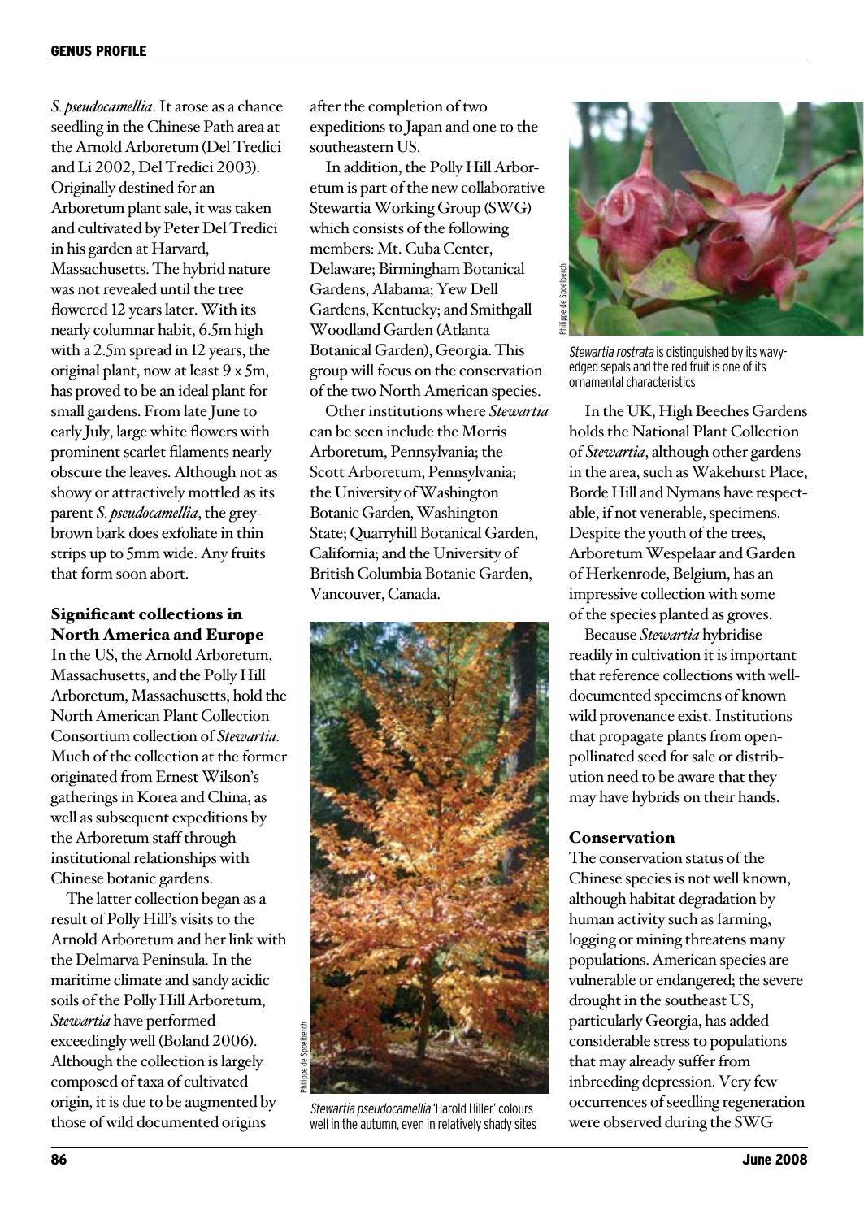*S. pseudocamellia*. It arose as a chance seedling in the Chinese Path area at the Arnold Arboretum (Del Tredici and Li 2002, Del Tredici 2003). Originally destined for an Arboretum plant sale, it was taken and cultivated by Peter Del Tredici in his garden at Harvard, Massachusetts. The hybrid nature was not revealed until the tree flowered 12 years later. With its nearly columnar habit, 6.5m high with a 2.5m spread in 12 years, the original plant, now at least 9 x 5m, has proved to be an ideal plant for small gardens. From late June to early July, large white flowers with prominent scarlet filaments nearly obscure the leaves. Although not as showy or attractively mottled as its parent *S. pseudocamellia*, the grey-brown bark does exfoliate in thin strips up to 5mm wide. Any fruits that form soon abort.

## Significant collections in North America and Europe

In the US, the Arnold Arboretum, Massachusetts, and the Polly Hill Arboretum, Massachusetts, hold the North American Plant Collection Consortium collection of *Stewartia*. Much of the collection at the former originated from Ernest Wilson's gatherings in Korea and China, as well as subsequent expeditions by the Arboretum staff through institutional relationships with Chinese botanic gardens.

The latter collection began as a result of Polly Hill's visits to the Arnold Arboretum and her link with the Delmarva Peninsula. In the maritime climate and sandy acidic soils of the Polly Hill Arboretum, *Stewartia* have performed exceedingly well (Boland 2006). Although the collection is largely composed of taxa of cultivated origin, it is due to be augmented by those of wild documented origins after the completion of two expeditions to Japan and one to the southeastern US.

In addition, the Polly Hill Arboretum is part of the new collaborative Stewartia Working Group (SWG) which consists of the following members: Mt. Cuba Center, Delaware; Birmingham Botanical Gardens, Alabama; Yew Dell Gardens, Kentucky; and Smithgall Woodland Garden (Atlanta Botanical Garden), Georgia. This group will focus on the conservation of the two North American species.

Other institutions where *Stewartia* can be seen include the Morris Arboretum, Pennsylvania; the Scott Arboretum, Pennsylvania; the University of Washington Botanic Garden, Washington State; Quarryhill Botanical Garden, California; and the University of British Columbia Botanic Garden, Vancouver, Canada.

*Stewartia pseudocamellia* 'Harold Hiller' colours well in the autumn, even in relatively shady sites

*Stewartia rostrata* is distinguished by its wavy-edged sepals and the red fruit is one of its ornamental characteristics

In the UK, High Beeches Gardens holds the National Plant Collection of *Stewartia*, although other gardens in the area, such as Wakehurst Place, Borde Hill and Nymans have respectable, if not venerable, specimens. Despite the youth of the trees, Arboretum Wespelaar and Garden of Herkenrode, Belgium, has an impressive collection with some of the species planted as groves.

Because *Stewartia* hybridise readily in cultivation it is important that reference collections with well-documented specimens of known wild provenance exist. Institutions that propagate plants from open-pollinated seed for sale or distribution need to be aware that they may have hybrids on their hands.

## Conservation

The conservation status of the Chinese species is not well known, although habitat degradation by human activity such as farming, logging or mining threatens many populations. American species are vulnerable or endangered; the severe drought in the southeast US, particularly Georgia, has added considerable stress to populations that may already suffer from inbreeding depression. Very few occurrences of seedling regeneration were observed during the SWG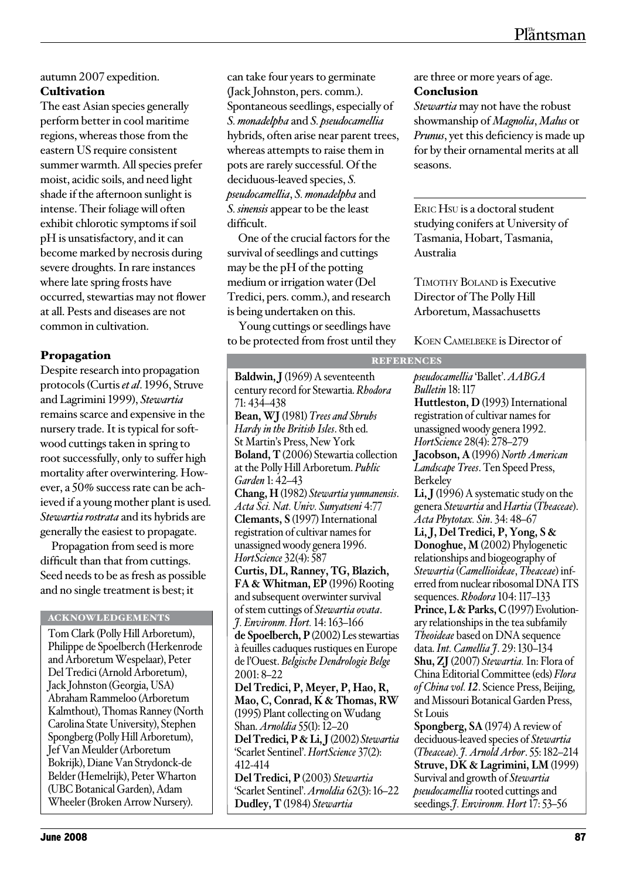autumn 2007 expedition.

### Cultivation

The east Asian species generally perform better in cool maritime regions, whereas those from the eastern US require consistent summer warmth. All species prefer moist, acidic soils, and need light shade if the afternoon sunlight is intense. Their foliage will often exhibit chlorotic symptoms if soil pH is unsatisfactory, and it can become marked by necrosis during severe droughts. In rare instances where late spring frosts have occurred, stewartias may not flower at all. Pests and diseases are not common in cultivation.

### Propagation

Despite research into propagation protocols (Curtis *et al*. 1996, Struve and Lagrimini 1999), *Stewartia* remains scarce and expensive in the nursery trade. It is typical for softwood cuttings taken in spring to root successfully, only to suffer high mortality after overwintering. However, a 50% success rate can be achieved if a young mother plant is used. *Stewartia rostrata* and its hybrids are generally the easiest to propagate.

Propagation from seed is more difficult than that from cuttings. Seed needs to be as fresh as possible and no single treatment is best; it can take four years to germinate (Jack Johnston, pers. comm.). Spontaneous seedlings, especially of *S. monadelpha* and *S. pseudocamellia* hybrids, often arise near parent trees, whereas attempts to raise them in pots are rarely successful. Of the deciduous-leaved species, *S. pseudocamellia*, *S. monadelpha* and *S. sinensis* appear to be the least difficult.

One of the crucial factors for the survival of seedlings and cuttings may be the pH of the potting medium or irrigation water (Del Tredici, pers. comm.), and research is being undertaken on this.

Young cuttings or seedlings have to be protected from frost until they are three or more years of age.

### Conclusion

*Stewartia* may not have the robust showmanship of *Magnolia*, *Malus* or *Prunus*, yet this deficiency is made up for by their ornamental merits at all seasons.

---

ERIC HSU is a doctoral student studying conifers at University of Tasmania, Hobart, Tasmania, Australia

TIMOTHY BOLAND is Executive Director of The Polly Hill Arboretum, Massachusetts

KOEN CAMELBEKE is Director of

#### ACKNOWLEDGEMENTS

Tom Clark (Polly Hill Arboretum), Philippe de Spoelberch (Herkenrode and Arboretum Wespelaar), Peter Del Tredici (Arnold Arboretum), Jack Johnston (Georgia, USA) Abraham Rammeloo (Arboretum Kalmthout), Thomas Ranney (North Carolina State University), Stephen Spongberg (Polly Hill Arboretum), Jef Van Meulder (Arboretum Bokrijk), Diane Van Strydonck-de Belder (Hemelrijk), Peter Wharton (UBC Botanical Garden), Adam Wheeler (Broken Arrow Nursery).

#### REFERENCES

**Baldwin, J** (1969) A seventeenth century record for Stewartia. *Rhodora* 71: 434–438

**Bean, WJ** (1981) *Trees and Shrubs Hardy in the British Isles*. 8th ed. St Martin's Press, New York

**Boland, T** (2006) Stewartia collection at the Polly Hill Arboretum. *Public Garden* 1: 42–43

**Chang, H** (1982) *Stewartia yunnanensis*. *Acta Sci. Nat. Univ. Sunyatseni* 4:77

**Clemants, S** (1997) International registration of cultivar names for unassigned woody genera 1996. *HortScience* 32(4): 587

**Curtis, DL, Ranney, TG, Blazich, FA & Whitman, EP** (1996) Rooting and subsequent overwinter survival of stem cuttings of *Stewartia ovata*. *J. Environm. Hort.* 14: 163–166

**de Spoelberch, P** (2002) Les stewartias à feuilles caduques rustiques en Europe de l'Ouest. *Belgische Dendrologie Belge* 2001: 8–22

**Del Tredici, P, Meyer, P, Hao, R, Mao, C, Conrad, K & Thomas, RW** (1995) Plant collecting on Wudang Shan. *Arnoldia* 55(1): 12–20

**Del Tredici, P & Li, J** (2002) *Stewartia* 'Scarlet Sentinel'. *HortScience* 37(2): 412-414

**Del Tredici, P** (2003) *Stewartia* 'Scarlet Sentinel'. *Arnoldia* 62(3): 16–22

**Dudley, T** (1984) *Stewartia pseudocamellia* 'Ballet'. *AABGA Bulletin* 18: 117

**Huttleston, D** (1993) International registration of cultivar names for unassigned woody genera 1992. *HortScience* 28(4): 278–279

**Jacobson, A** (1996) *North American Landscape Trees*. Ten Speed Press, Berkeley

**Li, J** (1996) A systematic study on the genera *Stewartia* and *Hartia* (*Theaceae*). *Acta Phytotax. Sin*. 34: 48–67

**Li, J, Del Tredici, P, Yong, S & Donoghue, M** (2002) Phylogenetic relationships and biogeography of *Stewartia* (*Camellioideae*, *Theaceae*) inferred from nuclear ribosomal DNA ITS sequences. *Rhodora* 104: 117–133

**Prince, L & Parks, C** (1997) Evolutionary relationships in the tea subfamily *Theoideae* based on DNA sequence data. *Int. Camellia J.* 29: 130–134

**Shu, ZJ** (2007) *Stewartia.* In: Flora of China Editorial Committee (eds) *Flora of China vol. 12*. Science Press, Beijing, and Missouri Botanical Garden Press, St Louis

**Spongberg, SA** (1974) A review of deciduous-leaved species of *Stewartia* (*Theaceae*). *J. Arnold Arbor*. 55: 182–214

**Struve, DK & Lagrimini, LM** (1999) Survival and growth of *Stewartia pseudocamellia* rooted cuttings and seedings. *J. Environm. Hort* 17: 53–56